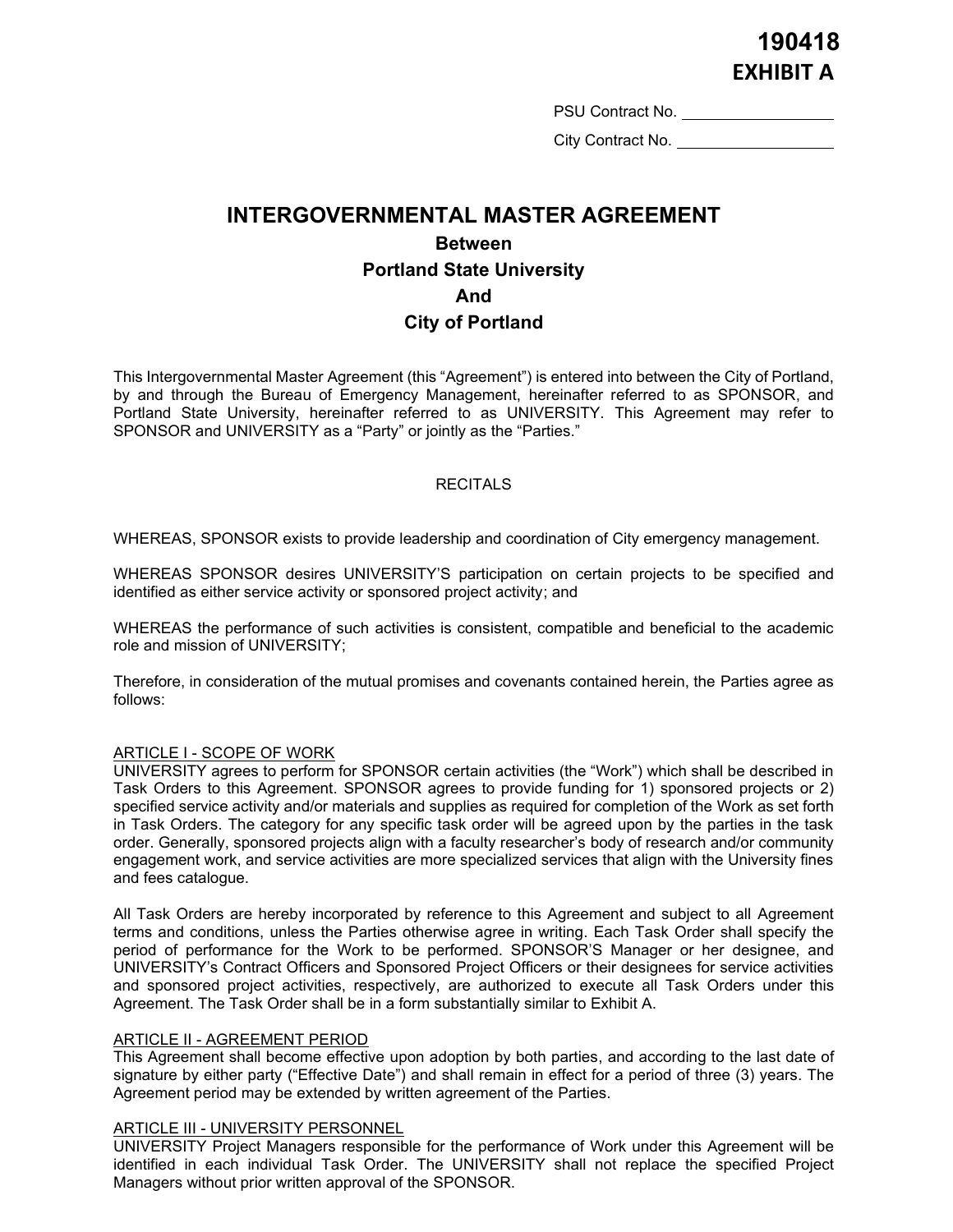**190418**
**EXHIBIT A**

PSU Contract No. ________________

City Contract No. ________________

# INTERGOVERNMENTAL MASTER AGREEMENT

## Between
## Portland State University
## And
## City of Portland

This Intergovernmental Master Agreement (this "Agreement") is entered into between the City of Portland, by and through the Bureau of Emergency Management, hereinafter referred to as SPONSOR, and Portland State University, hereinafter referred to as UNIVERSITY. This Agreement may refer to SPONSOR and UNIVERSITY as a "Party" or jointly as the "Parties."

RECITALS

WHEREAS, SPONSOR exists to provide leadership and coordination of City emergency management.

WHEREAS SPONSOR desires UNIVERSITY'S participation on certain projects to be specified and identified as either service activity or sponsored project activity; and

WHEREAS the performance of such activities is consistent, compatible and beneficial to the academic role and mission of UNIVERSITY;

Therefore, in consideration of the mutual promises and covenants contained herein, the Parties agree as follows:

ARTICLE I - SCOPE OF WORK

UNIVERSITY agrees to perform for SPONSOR certain activities (the "Work") which shall be described in Task Orders to this Agreement. SPONSOR agrees to provide funding for 1) sponsored projects or 2) specified service activity and/or materials and supplies as required for completion of the Work as set forth in Task Orders. The category for any specific task order will be agreed upon by the parties in the task order. Generally, sponsored projects align with a faculty researcher's body of research and/or community engagement work, and service activities are more specialized services that align with the University fines and fees catalogue.

All Task Orders are hereby incorporated by reference to this Agreement and subject to all Agreement terms and conditions, unless the Parties otherwise agree in writing. Each Task Order shall specify the period of performance for the Work to be performed. SPONSOR'S Manager or her designee, and UNIVERSITY's Contract Officers and Sponsored Project Officers or their designees for service activities and sponsored project activities, respectively, are authorized to execute all Task Orders under this Agreement. The Task Order shall be in a form substantially similar to Exhibit A.

ARTICLE II - AGREEMENT PERIOD

This Agreement shall become effective upon adoption by both parties, and according to the last date of signature by either party ("Effective Date") and shall remain in effect for a period of three (3) years. The Agreement period may be extended by written agreement of the Parties.

ARTICLE III - UNIVERSITY PERSONNEL

UNIVERSITY Project Managers responsible for the performance of Work under this Agreement will be identified in each individual Task Order. The UNIVERSITY shall not replace the specified Project Managers without prior written approval of the SPONSOR.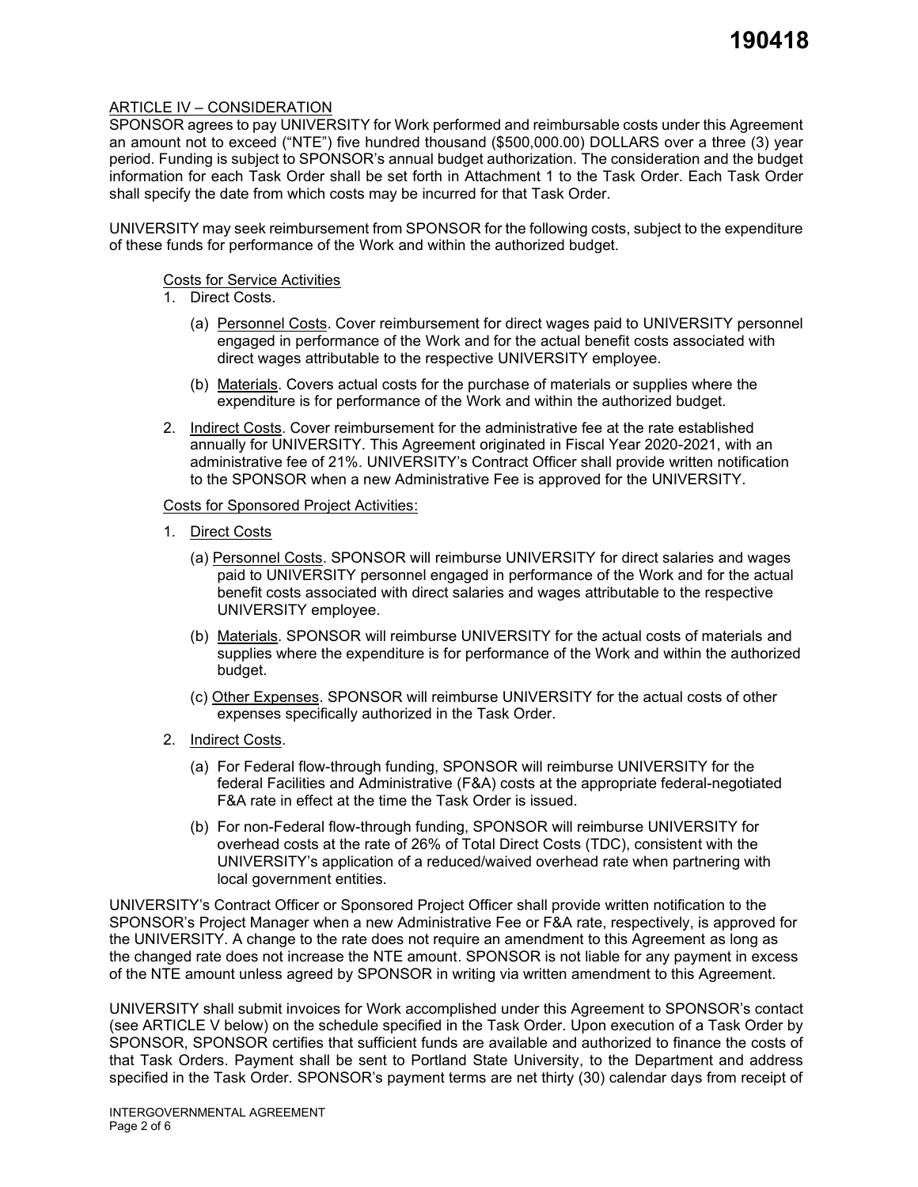## ARTICLE IV – CONSIDERATION

SPONSOR agrees to pay UNIVERSITY for Work performed and reimbursable costs under this Agreement an amount not to exceed ("NTE") five hundred thousand ($500,000.00) DOLLARS over a three (3) year period. Funding is subject to SPONSOR's annual budget authorization. The consideration and the budget information for each Task Order shall be set forth in Attachment 1 to the Task Order. Each Task Order shall specify the date from which costs may be incurred for that Task Order.

UNIVERSITY may seek reimbursement from SPONSOR for the following costs, subject to the expenditure of these funds for performance of the Work and within the authorized budget.

Costs for Service Activities

1. Direct Costs.
   - (a) Personnel Costs. Cover reimbursement for direct wages paid to UNIVERSITY personnel engaged in performance of the Work and for the actual benefit costs associated with direct wages attributable to the respective UNIVERSITY employee.
   - (b) Materials. Covers actual costs for the purchase of materials or supplies where the expenditure is for performance of the Work and within the authorized budget.
2. Indirect Costs. Cover reimbursement for the administrative fee at the rate established annually for UNIVERSITY. This Agreement originated in Fiscal Year 2020-2021, with an administrative fee of 21%. UNIVERSITY's Contract Officer shall provide written notification to the SPONSOR when a new Administrative Fee is approved for the UNIVERSITY.

Costs for Sponsored Project Activities:

1. Direct Costs
   - (a) Personnel Costs. SPONSOR will reimburse UNIVERSITY for direct salaries and wages paid to UNIVERSITY personnel engaged in performance of the Work and for the actual benefit costs associated with direct salaries and wages attributable to the respective UNIVERSITY employee.
   - (b) Materials. SPONSOR will reimburse UNIVERSITY for the actual costs of materials and supplies where the expenditure is for performance of the Work and within the authorized budget.
   - (c) Other Expenses. SPONSOR will reimburse UNIVERSITY for the actual costs of other expenses specifically authorized in the Task Order.
2. Indirect Costs.
   - (a) For Federal flow-through funding, SPONSOR will reimburse UNIVERSITY for the federal Facilities and Administrative (F&A) costs at the appropriate federal-negotiated F&A rate in effect at the time the Task Order is issued.
   - (b) For non-Federal flow-through funding, SPONSOR will reimburse UNIVERSITY for overhead costs at the rate of 26% of Total Direct Costs (TDC), consistent with the UNIVERSITY's application of a reduced/waived overhead rate when partnering with local government entities.

UNIVERSITY's Contract Officer or Sponsored Project Officer shall provide written notification to the SPONSOR's Project Manager when a new Administrative Fee or F&A rate, respectively, is approved for the UNIVERSITY. A change to the rate does not require an amendment to this Agreement as long as the changed rate does not increase the NTE amount. SPONSOR is not liable for any payment in excess of the NTE amount unless agreed by SPONSOR in writing via written amendment to this Agreement.

UNIVERSITY shall submit invoices for Work accomplished under this Agreement to SPONSOR's contact (see ARTICLE V below) on the schedule specified in the Task Order. Upon execution of a Task Order by SPONSOR, SPONSOR certifies that sufficient funds are available and authorized to finance the costs of that Task Orders. Payment shall be sent to Portland State University, to the Department and address specified in the Task Order. SPONSOR's payment terms are net thirty (30) calendar days from receipt of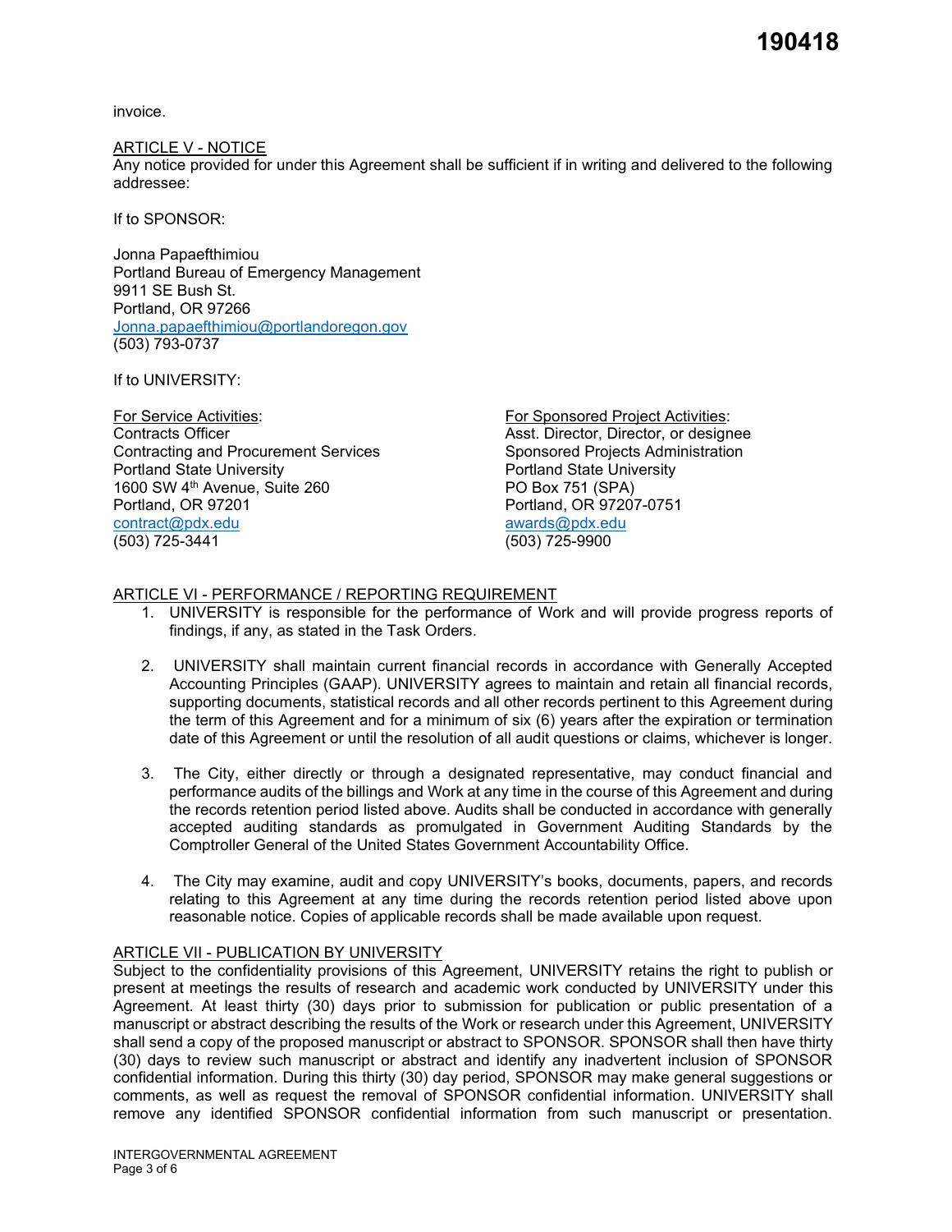invoice.

ARTICLE V - NOTICE

Any notice provided for under this Agreement shall be sufficient if in writing and delivered to the following addressee:

If to SPONSOR:

Jonna Papaefthimiou
Portland Bureau of Emergency Management
9911 SE Bush St.
Portland, OR 97266
Jonna.papaefthimiou@portlandoregon.gov
(503) 793-0737

If to UNIVERSITY:

For Service Activities:
Contracts Officer
Contracting and Procurement Services
Portland State University
1600 SW 4th Avenue, Suite 260
Portland, OR 97201
contract@pdx.edu
(503) 725-3441

For Sponsored Project Activities:
Asst. Director, Director, or designee
Sponsored Projects Administration
Portland State University
PO Box 751 (SPA)
Portland, OR 97207-0751
awards@pdx.edu
(503) 725-9900

ARTICLE VI - PERFORMANCE / REPORTING REQUIREMENT

1. UNIVERSITY is responsible for the performance of Work and will provide progress reports of findings, if any, as stated in the Task Orders.

2. UNIVERSITY shall maintain current financial records in accordance with Generally Accepted Accounting Principles (GAAP). UNIVERSITY agrees to maintain and retain all financial records, supporting documents, statistical records and all other records pertinent to this Agreement during the term of this Agreement and for a minimum of six (6) years after the expiration or termination date of this Agreement or until the resolution of all audit questions or claims, whichever is longer.

3. The City, either directly or through a designated representative, may conduct financial and performance audits of the billings and Work at any time in the course of this Agreement and during the records retention period listed above. Audits shall be conducted in accordance with generally accepted auditing standards as promulgated in Government Auditing Standards by the Comptroller General of the United States Government Accountability Office.

4. The City may examine, audit and copy UNIVERSITY's books, documents, papers, and records relating to this Agreement at any time during the records retention period listed above upon reasonable notice. Copies of applicable records shall be made available upon request.

ARTICLE VII - PUBLICATION BY UNIVERSITY

Subject to the confidentiality provisions of this Agreement, UNIVERSITY retains the right to publish or present at meetings the results of research and academic work conducted by UNIVERSITY under this Agreement. At least thirty (30) days prior to submission for publication or public presentation of a manuscript or abstract describing the results of the Work or research under this Agreement, UNIVERSITY shall send a copy of the proposed manuscript or abstract to SPONSOR. SPONSOR shall then have thirty (30) days to review such manuscript or abstract and identify any inadvertent inclusion of SPONSOR confidential information. During this thirty (30) day period, SPONSOR may make general suggestions or comments, as well as request the removal of SPONSOR confidential information. UNIVERSITY shall remove any identified SPONSOR confidential information from such manuscript or presentation.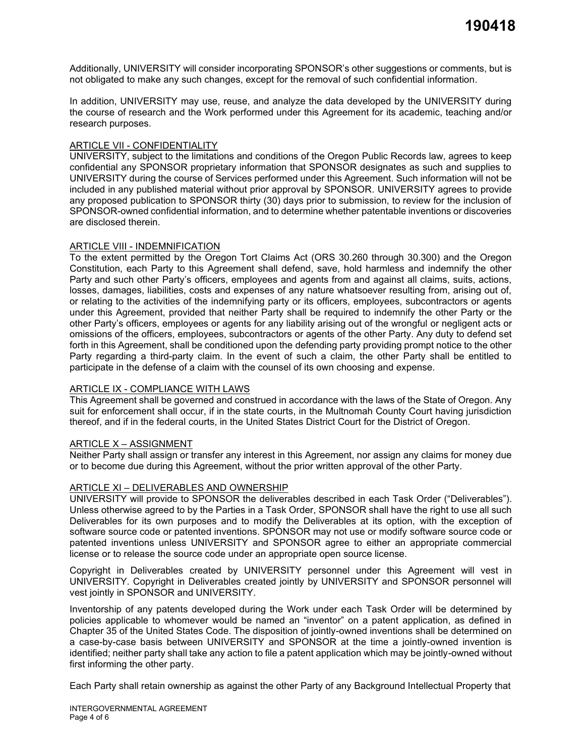Additionally, UNIVERSITY will consider incorporating SPONSOR's other suggestions or comments, but is not obligated to make any such changes, except for the removal of such confidential information.

In addition, UNIVERSITY may use, reuse, and analyze the data developed by the UNIVERSITY during the course of research and the Work performed under this Agreement for its academic, teaching and/or research purposes.

## ARTICLE VII - CONFIDENTIALITY

UNIVERSITY, subject to the limitations and conditions of the Oregon Public Records law, agrees to keep confidential any SPONSOR proprietary information that SPONSOR designates as such and supplies to UNIVERSITY during the course of Services performed under this Agreement. Such information will not be included in any published material without prior approval by SPONSOR. UNIVERSITY agrees to provide any proposed publication to SPONSOR thirty (30) days prior to submission, to review for the inclusion of SPONSOR-owned confidential information, and to determine whether patentable inventions or discoveries are disclosed therein.

## ARTICLE VIII - INDEMNIFICATION

To the extent permitted by the Oregon Tort Claims Act (ORS 30.260 through 30.300) and the Oregon Constitution, each Party to this Agreement shall defend, save, hold harmless and indemnify the other Party and such other Party's officers, employees and agents from and against all claims, suits, actions, losses, damages, liabilities, costs and expenses of any nature whatsoever resulting from, arising out of, or relating to the activities of the indemnifying party or its officers, employees, subcontractors or agents under this Agreement, provided that neither Party shall be required to indemnify the other Party or the other Party's officers, employees or agents for any liability arising out of the wrongful or negligent acts or omissions of the officers, employees, subcontractors or agents of the other Party. Any duty to defend set forth in this Agreement, shall be conditioned upon the defending party providing prompt notice to the other Party regarding a third-party claim. In the event of such a claim, the other Party shall be entitled to participate in the defense of a claim with the counsel of its own choosing and expense.

## ARTICLE IX - COMPLIANCE WITH LAWS

This Agreement shall be governed and construed in accordance with the laws of the State of Oregon. Any suit for enforcement shall occur, if in the state courts, in the Multnomah County Court having jurisdiction thereof, and if in the federal courts, in the United States District Court for the District of Oregon.

## ARTICLE X – ASSIGNMENT

Neither Party shall assign or transfer any interest in this Agreement, nor assign any claims for money due or to become due during this Agreement, without the prior written approval of the other Party.

## ARTICLE XI – DELIVERABLES AND OWNERSHIP

UNIVERSITY will provide to SPONSOR the deliverables described in each Task Order ("Deliverables"). Unless otherwise agreed to by the Parties in a Task Order, SPONSOR shall have the right to use all such Deliverables for its own purposes and to modify the Deliverables at its option, with the exception of software source code or patented inventions. SPONSOR may not use or modify software source code or patented inventions unless UNIVERSITY and SPONSOR agree to either an appropriate commercial license or to release the source code under an appropriate open source license.

Copyright in Deliverables created by UNIVERSITY personnel under this Agreement will vest in UNIVERSITY. Copyright in Deliverables created jointly by UNIVERSITY and SPONSOR personnel will vest jointly in SPONSOR and UNIVERSITY.

Inventorship of any patents developed during the Work under each Task Order will be determined by policies applicable to whomever would be named an "inventor" on a patent application, as defined in Chapter 35 of the United States Code. The disposition of jointly-owned inventions shall be determined on a case-by-case basis between UNIVERSITY and SPONSOR at the time a jointly-owned invention is identified; neither party shall take any action to file a patent application which may be jointly-owned without first informing the other party.

Each Party shall retain ownership as against the other Party of any Background Intellectual Property that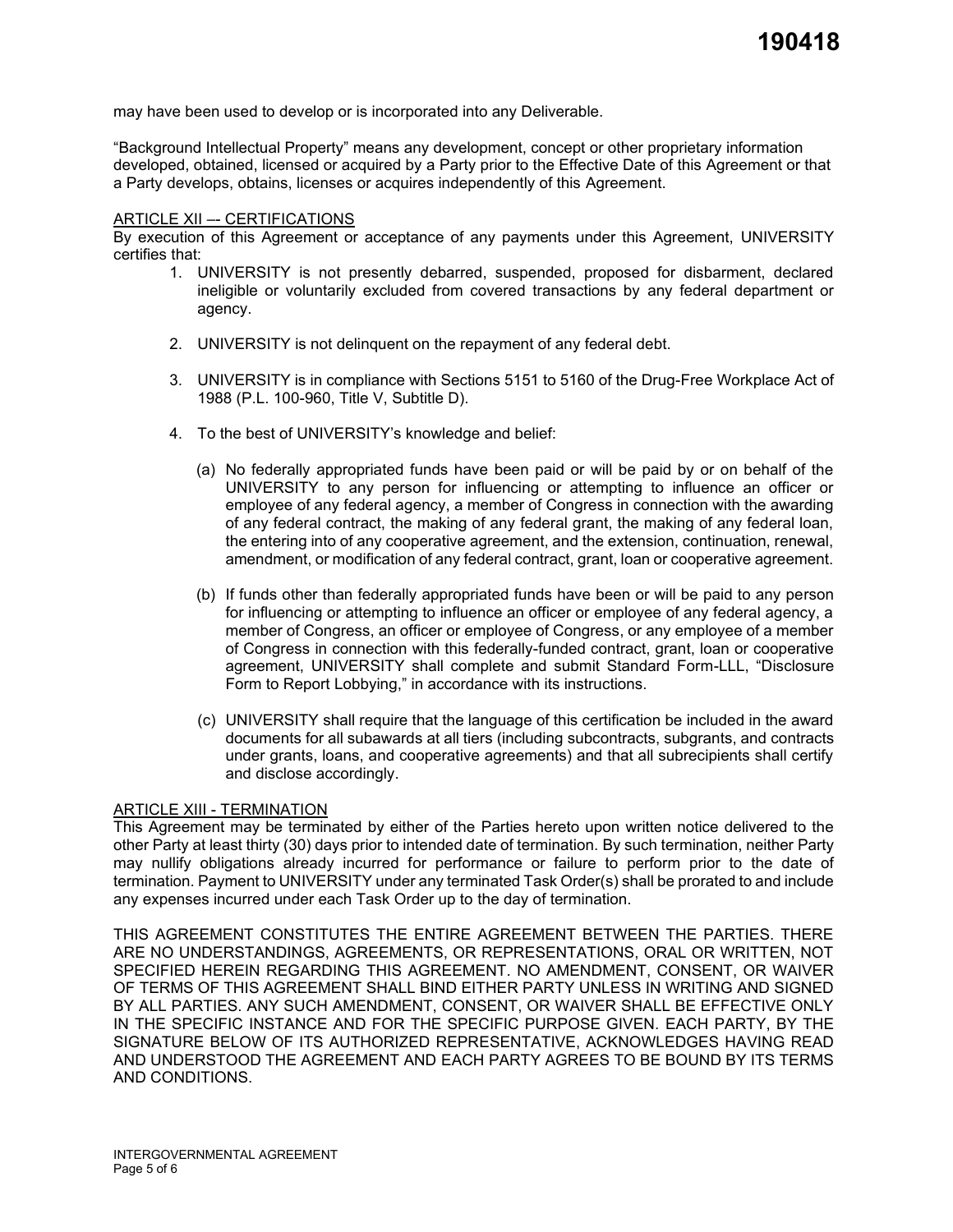may have been used to develop or is incorporated into any Deliverable.

"Background Intellectual Property" means any development, concept or other proprietary information developed, obtained, licensed or acquired by a Party prior to the Effective Date of this Agreement or that a Party develops, obtains, licenses or acquires independently of this Agreement.

ARTICLE XII –- CERTIFICATIONS

By execution of this Agreement or acceptance of any payments under this Agreement, UNIVERSITY certifies that:

1. UNIVERSITY is not presently debarred, suspended, proposed for disbarment, declared ineligible or voluntarily excluded from covered transactions by any federal department or agency.

2. UNIVERSITY is not delinquent on the repayment of any federal debt.

3. UNIVERSITY is in compliance with Sections 5151 to 5160 of the Drug-Free Workplace Act of 1988 (P.L. 100-960, Title V, Subtitle D).

4. To the best of UNIVERSITY's knowledge and belief:

   (a) No federally appropriated funds have been paid or will be paid by or on behalf of the UNIVERSITY to any person for influencing or attempting to influence an officer or employee of any federal agency, a member of Congress in connection with the awarding of any federal contract, the making of any federal grant, the making of any federal loan, the entering into of any cooperative agreement, and the extension, continuation, renewal, amendment, or modification of any federal contract, grant, loan or cooperative agreement.

   (b) If funds other than federally appropriated funds have been or will be paid to any person for influencing or attempting to influence an officer or employee of any federal agency, a member of Congress, an officer or employee of Congress, or any employee of a member of Congress in connection with this federally-funded contract, grant, loan or cooperative agreement, UNIVERSITY shall complete and submit Standard Form-LLL, "Disclosure Form to Report Lobbying," in accordance with its instructions.

   (c) UNIVERSITY shall require that the language of this certification be included in the award documents for all subawards at all tiers (including subcontracts, subgrants, and contracts under grants, loans, and cooperative agreements) and that all subrecipients shall certify and disclose accordingly.

ARTICLE XIII - TERMINATION

This Agreement may be terminated by either of the Parties hereto upon written notice delivered to the other Party at least thirty (30) days prior to intended date of termination. By such termination, neither Party may nullify obligations already incurred for performance or failure to perform prior to the date of termination. Payment to UNIVERSITY under any terminated Task Order(s) shall be prorated to and include any expenses incurred under each Task Order up to the day of termination.

THIS AGREEMENT CONSTITUTES THE ENTIRE AGREEMENT BETWEEN THE PARTIES. THERE ARE NO UNDERSTANDINGS, AGREEMENTS, OR REPRESENTATIONS, ORAL OR WRITTEN, NOT SPECIFIED HEREIN REGARDING THIS AGREEMENT. NO AMENDMENT, CONSENT, OR WAIVER OF TERMS OF THIS AGREEMENT SHALL BIND EITHER PARTY UNLESS IN WRITING AND SIGNED BY ALL PARTIES. ANY SUCH AMENDMENT, CONSENT, OR WAIVER SHALL BE EFFECTIVE ONLY IN THE SPECIFIC INSTANCE AND FOR THE SPECIFIC PURPOSE GIVEN. EACH PARTY, BY THE SIGNATURE BELOW OF ITS AUTHORIZED REPRESENTATIVE, ACKNOWLEDGES HAVING READ AND UNDERSTOOD THE AGREEMENT AND EACH PARTY AGREES TO BE BOUND BY ITS TERMS AND CONDITIONS.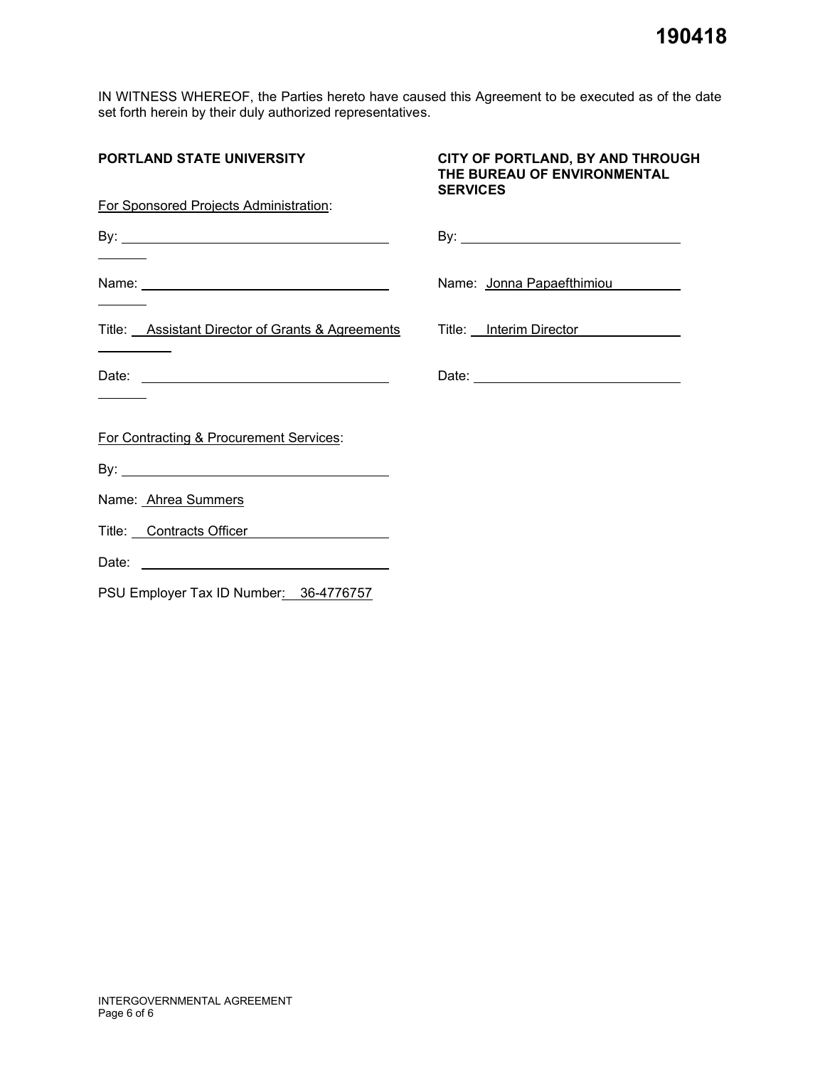190418

IN WITNESS WHEREOF, the Parties hereto have caused this Agreement to be executed as of the date set forth herein by their duly authorized representatives.

**PORTLAND STATE UNIVERSITY**

For Sponsored Projects Administration:

By: ______________________________

Name: ______________________________

Title: Assistant Director of Grants & Agreements

Date: ______________________________

For Contracting & Procurement Services:

By: ______________________________

Name: Ahrea Summers

Title: Contracts Officer

Date: ______________________________

PSU Employer Tax ID Number: 36-4776757

**CITY OF PORTLAND, BY AND THROUGH THE BUREAU OF ENVIRONMENTAL SERVICES**

By: ______________________________

Name: Jonna Papaefthimiou

Title: Interim Director

Date: ______________________________

INTERGOVERNMENTAL AGREEMENT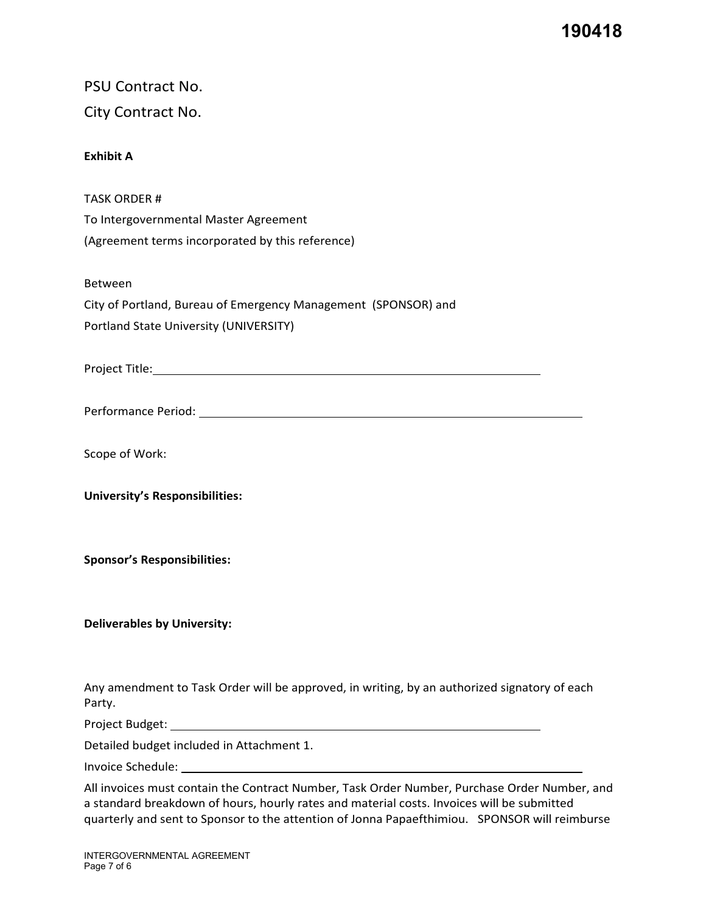PSU Contract No.

City Contract No.

**Exhibit A**

TASK ORDER #

To Intergovernmental Master Agreement

(Agreement terms incorporated by this reference)

Between

City of Portland, Bureau of Emergency Management (SPONSOR) and

Portland State University (UNIVERSITY)

Project Title: \_\_\_\_\_\_\_\_\_\_\_\_\_\_\_\_\_\_\_\_\_\_\_\_\_\_\_\_\_\_\_\_\_\_\_\_\_\_\_\_\_\_\_\_\_\_\_\_

Performance Period: \_\_\_\_\_\_\_\_\_\_\_\_\_\_\_\_\_\_\_\_\_\_\_\_\_\_\_\_\_\_\_\_\_\_\_\_\_\_\_\_\_\_\_\_\_\_\_\_

Scope of Work:

**University's Responsibilities:**

**Sponsor's Responsibilities:**

**Deliverables by University:**

Any amendment to Task Order will be approved, in writing, by an authorized signatory of each Party.

Project Budget: \_\_\_\_\_\_\_\_\_\_\_\_\_\_\_\_\_\_\_\_\_\_\_\_\_\_\_\_\_\_\_\_\_\_\_\_\_\_\_\_\_\_\_\_\_\_\_\_

Detailed budget included in Attachment 1.

Invoice Schedule: \_\_\_\_\_\_\_\_\_\_\_\_\_\_\_\_\_\_\_\_\_\_\_\_\_\_\_\_\_\_\_\_\_\_\_\_\_\_\_\_\_\_\_\_\_\_\_\_

All invoices must contain the Contract Number, Task Order Number, Purchase Order Number, and a standard breakdown of hours, hourly rates and material costs. Invoices will be submitted quarterly and sent to Sponsor to the attention of Jonna Papaefthimiou. SPONSOR will reimburse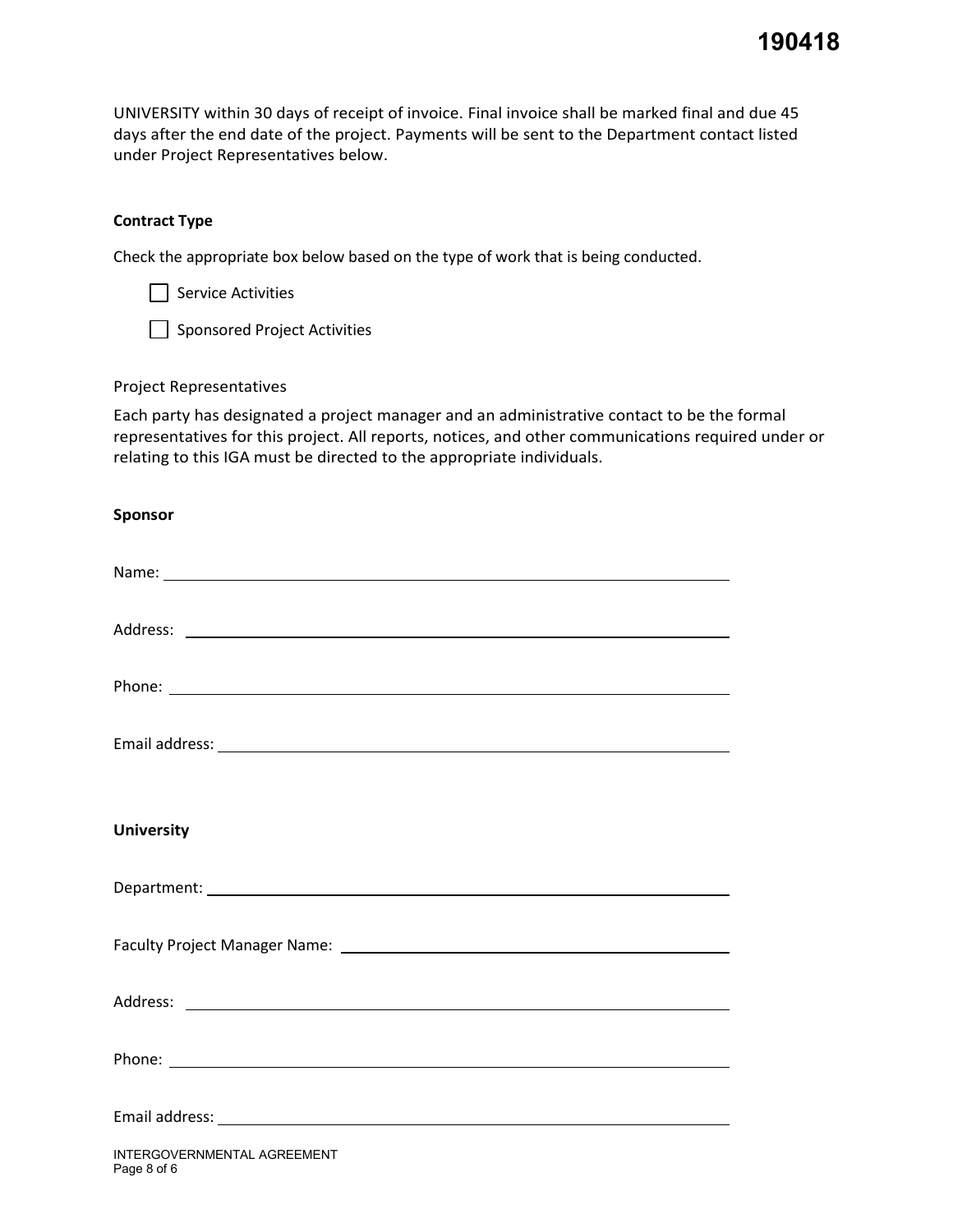UNIVERSITY within 30 days of receipt of invoice. Final invoice shall be marked final and due 45 days after the end date of the project. Payments will be sent to the Department contact listed under Project Representatives below.

**Contract Type**

Check the appropriate box below based on the type of work that is being conducted.

☐ Service Activities

☐ Sponsored Project Activities

Project Representatives

Each party has designated a project manager and an administrative contact to be the formal representatives for this project. All reports, notices, and other communications required under or relating to this IGA must be directed to the appropriate individuals.

**Sponsor**

Name: ______________________________

Address: ______________________________

Phone: ______________________________

Email address: ______________________________

**University**

Department: ______________________________

Faculty Project Manager Name: ______________________________

Address: ______________________________

Phone: ______________________________

Email address: ______________________________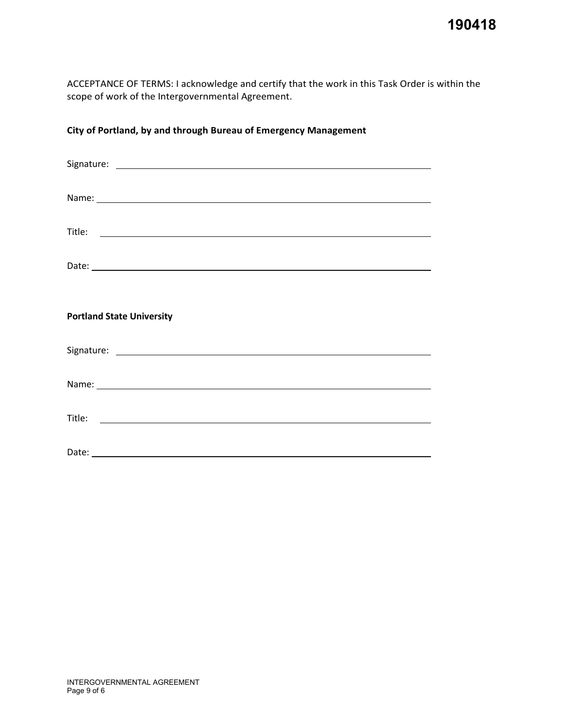ACCEPTANCE OF TERMS: I acknowledge and certify that the work in this Task Order is within the scope of work of the Intergovernmental Agreement.

**City of Portland, by and through Bureau of Emergency Management**

Signature: ______________________________________________

Name: ______________________________________________

Title: ______________________________________________

Date: ______________________________________________

**Portland State University**

Signature: ______________________________________________

Name: ______________________________________________

Title: ______________________________________________

Date: ______________________________________________